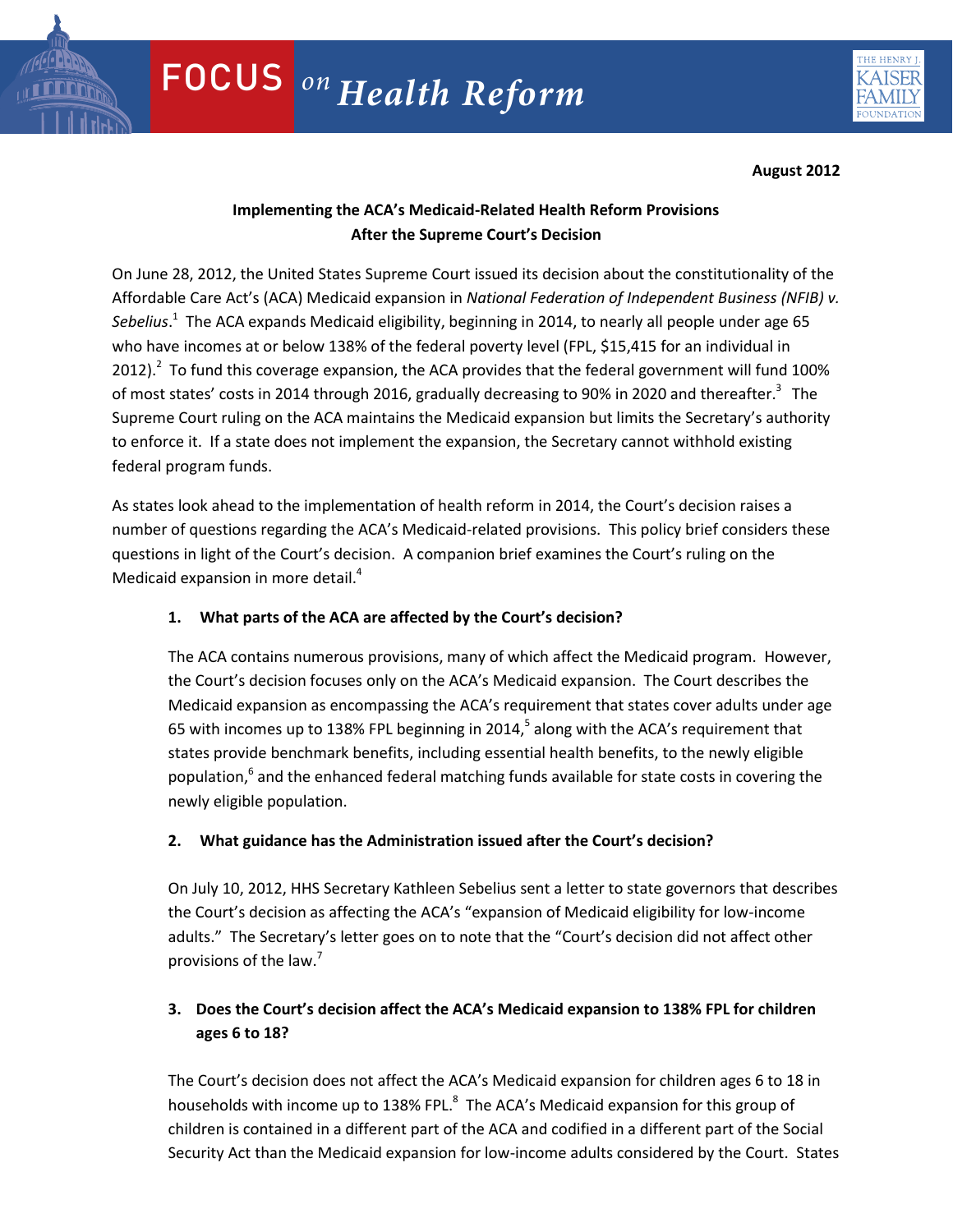FOCUS *on Health Reform*

THE HENRY J. KAISER FAMILY FOUNDATION

**August 2012**

## Implementing the ACA's Medicaid-Related Health Reform Provisions After the Supreme Court's Decision

On June 28, 2012, the United States Supreme Court issued its decision about the constitutionality of the Affordable Care Act's (ACA) Medicaid expansion in *National Federation of Independent Business (NFIB) v. Sebelius*.[1] The ACA expands Medicaid eligibility, beginning in 2014, to nearly all people under age 65 who have incomes at or below 138% of the federal poverty level (FPL, $15,415 for an individual in 2012).[2] To fund this coverage expansion, the ACA provides that the federal government will fund 100% of most states' costs in 2014 through 2016, gradually decreasing to 90% in 2020 and thereafter.[3] The Supreme Court ruling on the ACA maintains the Medicaid expansion but limits the Secretary's authority to enforce it. If a state does not implement the expansion, the Secretary cannot withhold existing federal program funds.

As states look ahead to the implementation of health reform in 2014, the Court's decision raises a number of questions regarding the ACA's Medicaid-related provisions. This policy brief considers these questions in light of the Court's decision. A companion brief examines the Court's ruling on the Medicaid expansion in more detail.[4]

### 1. What parts of the ACA are affected by the Court's decision?

The ACA contains numerous provisions, many of which affect the Medicaid program. However, the Court's decision focuses only on the ACA's Medicaid expansion. The Court describes the Medicaid expansion as encompassing the ACA's requirement that states cover adults under age 65 with incomes up to 138% FPL beginning in 2014,[5] along with the ACA's requirement that states provide benchmark benefits, including essential health benefits, to the newly eligible population,[6] and the enhanced federal matching funds available for state costs in covering the newly eligible population.

### 2. What guidance has the Administration issued after the Court's decision?

On July 10, 2012, HHS Secretary Kathleen Sebelius sent a letter to state governors that describes the Court's decision as affecting the ACA's "expansion of Medicaid eligibility for low-income adults." The Secretary's letter goes on to note that the "Court's decision did not affect other provisions of the law.[7]

### 3. Does the Court's decision affect the ACA's Medicaid expansion to 138% FPL for children ages 6 to 18?

The Court's decision does not affect the ACA's Medicaid expansion for children ages 6 to 18 in households with income up to 138% FPL.[8] The ACA's Medicaid expansion for this group of children is contained in a different part of the ACA and codified in a different part of the Social Security Act than the Medicaid expansion for low-income adults considered by the Court. States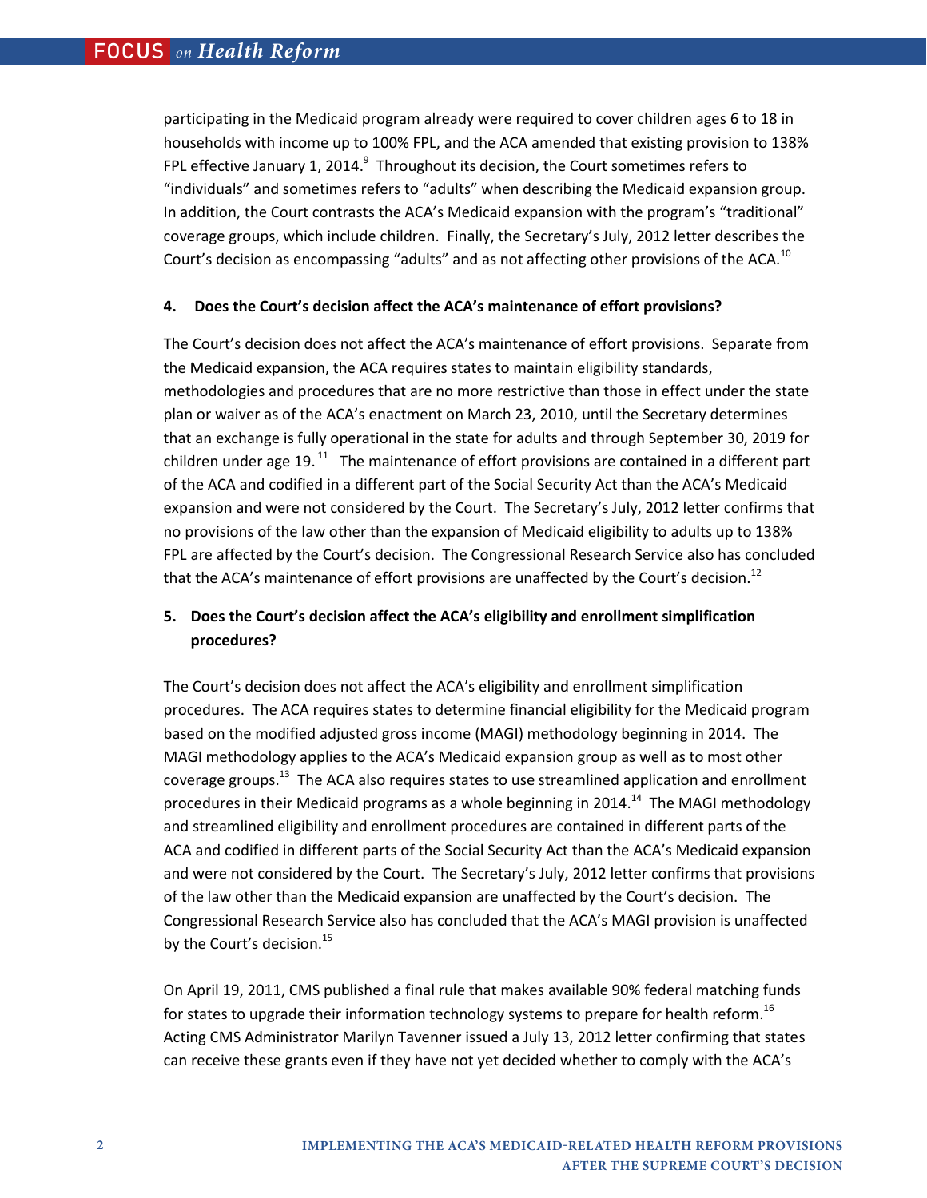participating in the Medicaid program already were required to cover children ages 6 to 18 in households with income up to 100% FPL, and the ACA amended that existing provision to 138% FPL effective January 1, 2014.[9] Throughout its decision, the Court sometimes refers to "individuals" and sometimes refers to "adults" when describing the Medicaid expansion group. In addition, the Court contrasts the ACA's Medicaid expansion with the program's "traditional" coverage groups, which include children. Finally, the Secretary's July, 2012 letter describes the Court's decision as encompassing "adults" and as not affecting other provisions of the ACA.[10]

**4. Does the Court's decision affect the ACA's maintenance of effort provisions?**

The Court's decision does not affect the ACA's maintenance of effort provisions. Separate from the Medicaid expansion, the ACA requires states to maintain eligibility standards, methodologies and procedures that are no more restrictive than those in effect under the state plan or waiver as of the ACA's enactment on March 23, 2010, until the Secretary determines that an exchange is fully operational in the state for adults and through September 30, 2019 for children under age 19.[11] The maintenance of effort provisions are contained in a different part of the ACA and codified in a different part of the Social Security Act than the ACA's Medicaid expansion and were not considered by the Court. The Secretary's July, 2012 letter confirms that no provisions of the law other than the expansion of Medicaid eligibility to adults up to 138% FPL are affected by the Court's decision. The Congressional Research Service also has concluded that the ACA's maintenance of effort provisions are unaffected by the Court's decision.[12]

**5. Does the Court's decision affect the ACA's eligibility and enrollment simplification procedures?**

The Court's decision does not affect the ACA's eligibility and enrollment simplification procedures. The ACA requires states to determine financial eligibility for the Medicaid program based on the modified adjusted gross income (MAGI) methodology beginning in 2014. The MAGI methodology applies to the ACA's Medicaid expansion group as well as to most other coverage groups.[13] The ACA also requires states to use streamlined application and enrollment procedures in their Medicaid programs as a whole beginning in 2014.[14] The MAGI methodology and streamlined eligibility and enrollment procedures are contained in different parts of the ACA and codified in different parts of the Social Security Act than the ACA's Medicaid expansion and were not considered by the Court. The Secretary's July, 2012 letter confirms that provisions of the law other than the Medicaid expansion are unaffected by the Court's decision. The Congressional Research Service also has concluded that the ACA's MAGI provision is unaffected by the Court's decision.[15]

On April 19, 2011, CMS published a final rule that makes available 90% federal matching funds for states to upgrade their information technology systems to prepare for health reform.[16] Acting CMS Administrator Marilyn Tavenner issued a July 13, 2012 letter confirming that states can receive these grants even if they have not yet decided whether to comply with the ACA's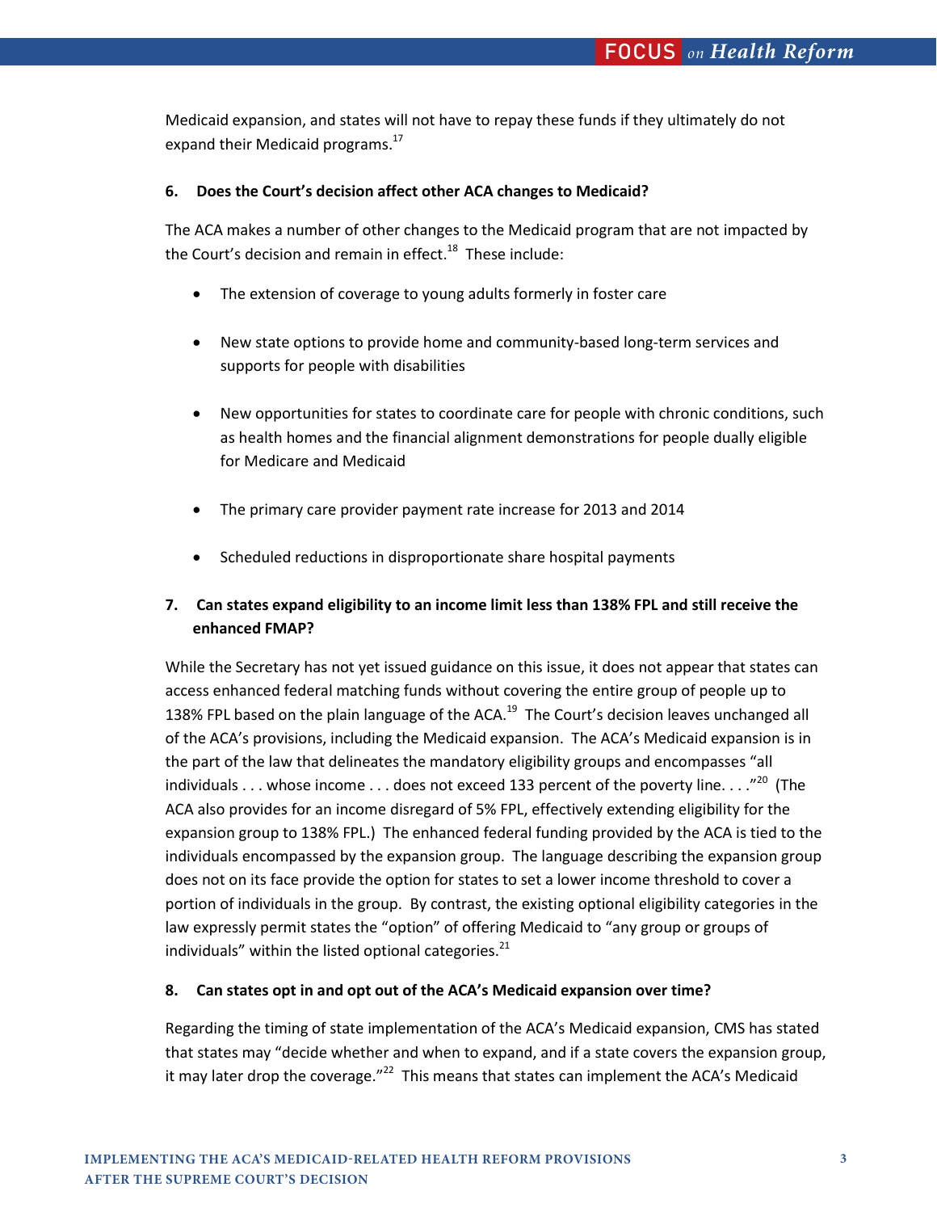Medicaid expansion, and states will not have to repay these funds if they ultimately do not expand their Medicaid programs.[17]

**6. Does the Court's decision affect other ACA changes to Medicaid?**

The ACA makes a number of other changes to the Medicaid program that are not impacted by the Court's decision and remain in effect.[18] These include:

- The extension of coverage to young adults formerly in foster care
- New state options to provide home and community-based long-term services and supports for people with disabilities
- New opportunities for states to coordinate care for people with chronic conditions, such as health homes and the financial alignment demonstrations for people dually eligible for Medicare and Medicaid
- The primary care provider payment rate increase for 2013 and 2014
- Scheduled reductions in disproportionate share hospital payments

**7. Can states expand eligibility to an income limit less than 138% FPL and still receive the enhanced FMAP?**

While the Secretary has not yet issued guidance on this issue, it does not appear that states can access enhanced federal matching funds without covering the entire group of people up to 138% FPL based on the plain language of the ACA.[19] The Court's decision leaves unchanged all of the ACA's provisions, including the Medicaid expansion. The ACA's Medicaid expansion is in the part of the law that delineates the mandatory eligibility groups and encompasses "all individuals . . . whose income . . . does not exceed 133 percent of the poverty line. . . ."[20] (The ACA also provides for an income disregard of 5% FPL, effectively extending eligibility for the expansion group to 138% FPL.) The enhanced federal funding provided by the ACA is tied to the individuals encompassed by the expansion group. The language describing the expansion group does not on its face provide the option for states to set a lower income threshold to cover a portion of individuals in the group. By contrast, the existing optional eligibility categories in the law expressly permit states the "option" of offering Medicaid to "any group or groups of individuals" within the listed optional categories.[21]

**8. Can states opt in and opt out of the ACA's Medicaid expansion over time?**

Regarding the timing of state implementation of the ACA's Medicaid expansion, CMS has stated that states may "decide whether and when to expand, and if a state covers the expansion group, it may later drop the coverage."[22] This means that states can implement the ACA's Medicaid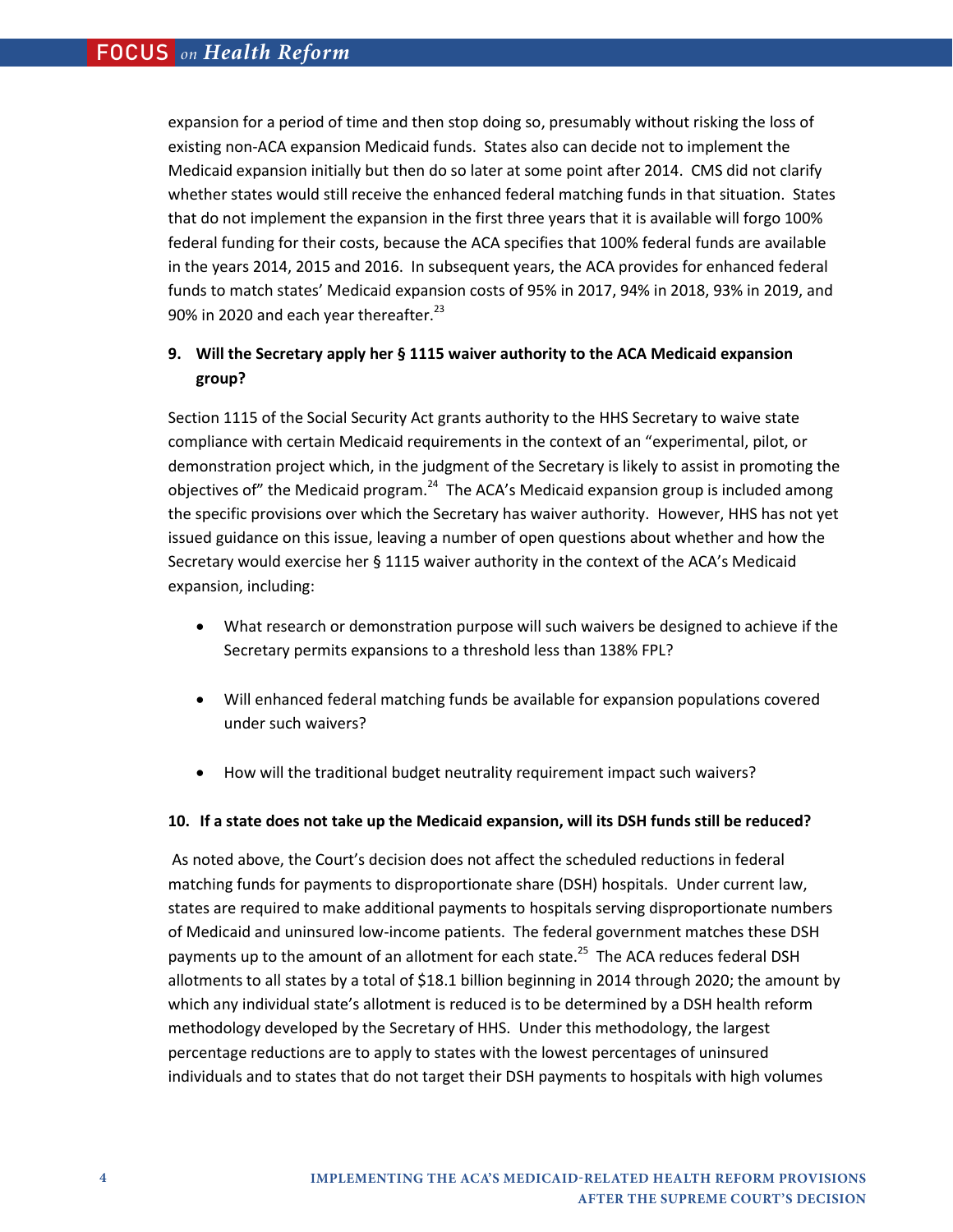expansion for a period of time and then stop doing so, presumably without risking the loss of existing non-ACA expansion Medicaid funds. States also can decide not to implement the Medicaid expansion initially but then do so later at some point after 2014. CMS did not clarify whether states would still receive the enhanced federal matching funds in that situation. States that do not implement the expansion in the first three years that it is available will forgo 100% federal funding for their costs, because the ACA specifies that 100% federal funds are available in the years 2014, 2015 and 2016. In subsequent years, the ACA provides for enhanced federal funds to match states' Medicaid expansion costs of 95% in 2017, 94% in 2018, 93% in 2019, and 90% in 2020 and each year thereafter.[23]

**9. Will the Secretary apply her § 1115 waiver authority to the ACA Medicaid expansion group?**

Section 1115 of the Social Security Act grants authority to the HHS Secretary to waive state compliance with certain Medicaid requirements in the context of an "experimental, pilot, or demonstration project which, in the judgment of the Secretary is likely to assist in promoting the objectives of" the Medicaid program.[24] The ACA's Medicaid expansion group is included among the specific provisions over which the Secretary has waiver authority. However, HHS has not yet issued guidance on this issue, leaving a number of open questions about whether and how the Secretary would exercise her § 1115 waiver authority in the context of the ACA's Medicaid expansion, including:

- What research or demonstration purpose will such waivers be designed to achieve if the Secretary permits expansions to a threshold less than 138% FPL?
- Will enhanced federal matching funds be available for expansion populations covered under such waivers?
- How will the traditional budget neutrality requirement impact such waivers?

**10. If a state does not take up the Medicaid expansion, will its DSH funds still be reduced?**

As noted above, the Court's decision does not affect the scheduled reductions in federal matching funds for payments to disproportionate share (DSH) hospitals. Under current law, states are required to make additional payments to hospitals serving disproportionate numbers of Medicaid and uninsured low-income patients. The federal government matches these DSH payments up to the amount of an allotment for each state.[25] The ACA reduces federal DSH allotments to all states by a total of $18.1 billion beginning in 2014 through 2020; the amount by which any individual state's allotment is reduced is to be determined by a DSH health reform methodology developed by the Secretary of HHS. Under this methodology, the largest percentage reductions are to apply to states with the lowest percentages of uninsured individuals and to states that do not target their DSH payments to hospitals with high volumes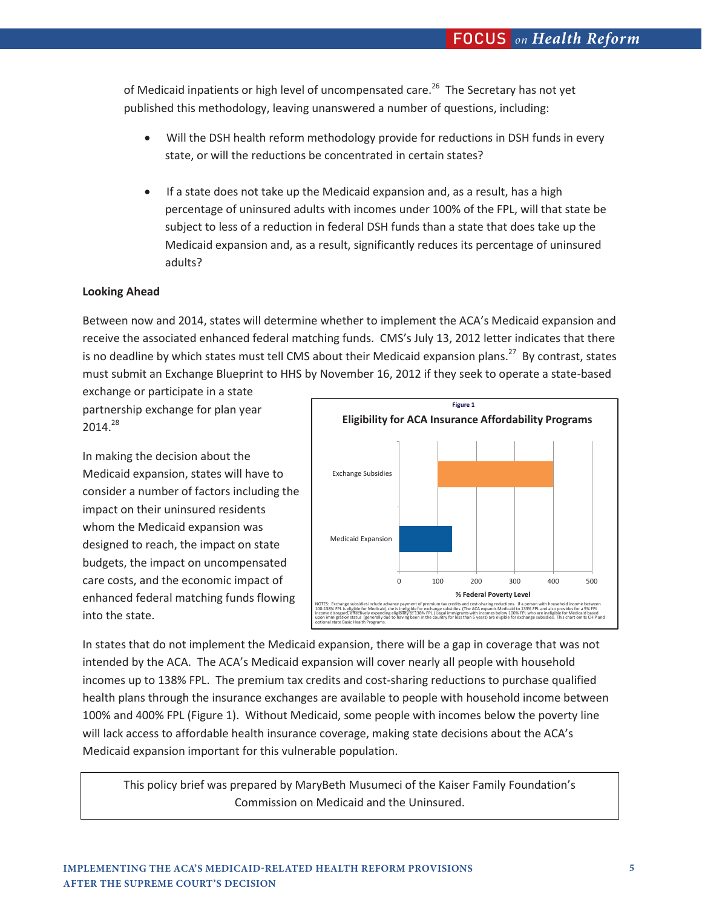of Medicaid inpatients or high level of uncompensated care.[26] The Secretary has not yet published this methodology, leaving unanswered a number of questions, including:

- Will the DSH health reform methodology provide for reductions in DSH funds in every state, or will the reductions be concentrated in certain states?

- If a state does not take up the Medicaid expansion and, as a result, has a high percentage of uninsured adults with incomes under 100% of the FPL, will that state be subject to less of a reduction in federal DSH funds than a state that does take up the Medicaid expansion and, as a result, significantly reduces its percentage of uninsured adults?

**Looking Ahead**

Between now and 2014, states will determine whether to implement the ACA's Medicaid expansion and receive the associated enhanced federal matching funds. CMS's July 13, 2012 letter indicates that there is no deadline by which states must tell CMS about their Medicaid expansion plans.[27] By contrast, states must submit an Exchange Blueprint to HHS by November 16, 2012 if they seek to operate a state-based exchange or participate in a state partnership exchange for plan year 2014.[28]

In making the decision about the Medicaid expansion, states will have to consider a number of factors including the impact on their uninsured residents whom the Medicaid expansion was designed to reach, the impact on state budgets, the impact on uncompensated care costs, and the economic impact of enhanced federal matching funds flowing into the state.

Figure 1

**Eligibility for ACA Insurance Affordability Programs**

| Program | % Federal Poverty Level |
| --- | --- |
| Exchange Subsidies | 100–400 |
| Medicaid Expansion | 0–138 |

NOTES: Exchange subsidies include advance payment of premium tax credits and cost-sharing reductions. If a person with household income between 100-138% FPL is eligible for Medicaid, she is ineligible for exchange subsidies. (The ACA expands Medicaid to 133% FPL and also provides for a 5% FPL income disregard, effectively expanding eligibility to 138% FPL.) Legal immigrants with incomes below 100% FPL who are ineligible for Medicaid based upon immigration status (generally due to having been in the country for less than 5 years) are eligible for exchange subsidies. This chart omits CHIP and optional state Basic Health Programs.

In states that do not implement the Medicaid expansion, there will be a gap in coverage that was not intended by the ACA. The ACA's Medicaid expansion will cover nearly all people with household incomes up to 138% FPL. The premium tax credits and cost-sharing reductions to purchase qualified health plans through the insurance exchanges are available to people with household income between 100% and 400% FPL (Figure 1). Without Medicaid, some people with incomes below the poverty line will lack access to affordable health insurance coverage, making state decisions about the ACA's Medicaid expansion important for this vulnerable population.

This policy brief was prepared by MaryBeth Musumeci of the Kaiser Family Foundation's Commission on Medicaid and the Uninsured.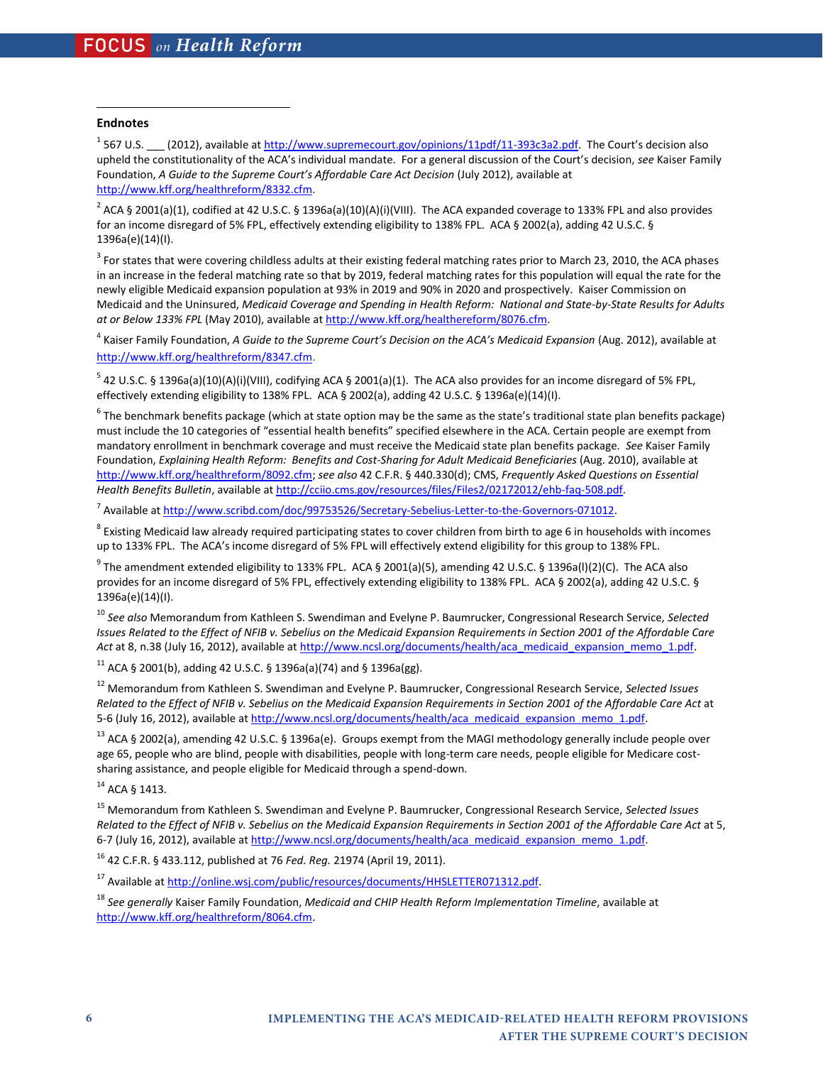## Endnotes

[1] 567 U.S. ___ (2012), available at http://www.supremecourt.gov/opinions/11pdf/11-393c3a2.pdf. The Court's decision also upheld the constitutionality of the ACA's individual mandate. For a general discussion of the Court's decision, *see* Kaiser Family Foundation, *A Guide to the Supreme Court's Affordable Care Act Decision* (July 2012), available at http://www.kff.org/healthreform/8332.cfm.

[2] ACA § 2001(a)(1), codified at 42 U.S.C. § 1396a(a)(10)(A)(i)(VIII). The ACA expanded coverage to 133% FPL and also provides for an income disregard of 5% FPL, effectively extending eligibility to 138% FPL. ACA § 2002(a), adding 42 U.S.C. § 1396a(e)(14)(I).

[3] For states that were covering childless adults at their existing federal matching rates prior to March 23, 2010, the ACA phases in an increase in the federal matching rate so that by 2019, federal matching rates for this population will equal the rate for the newly eligible Medicaid expansion population at 93% in 2019 and 90% in 2020 and prospectively. Kaiser Commission on Medicaid and the Uninsured, *Medicaid Coverage and Spending in Health Reform: National and State-by-State Results for Adults at or Below 133% FPL* (May 2010), available at http://www.kff.org/healthereform/8076.cfm.

[4] Kaiser Family Foundation, *A Guide to the Supreme Court's Decision on the ACA's Medicaid Expansion* (Aug. 2012), available at http://www.kff.org/healthreform/8347.cfm.

[5] 42 U.S.C. § 1396a(a)(10)(A)(i)(VIII), codifying ACA § 2001(a)(1). The ACA also provides for an income disregard of 5% FPL, effectively extending eligibility to 138% FPL. ACA § 2002(a), adding 42 U.S.C. § 1396a(e)(14)(I).

[6] The benchmark benefits package (which at state option may be the same as the state's traditional state plan benefits package) must include the 10 categories of "essential health benefits" specified elsewhere in the ACA. Certain people are exempt from mandatory enrollment in benchmark coverage and must receive the Medicaid state plan benefits package. *See* Kaiser Family Foundation, *Explaining Health Reform: Benefits and Cost-Sharing for Adult Medicaid Beneficiaries* (Aug. 2010), available at http://www.kff.org/healthreform/8092.cfm; *see also* 42 C.F.R. § 440.330(d); CMS, *Frequently Asked Questions on Essential Health Benefits Bulletin*, available at http://cciio.cms.gov/resources/files/Files2/02172012/ehb-faq-508.pdf.

[7] Available at http://www.scribd.com/doc/99753526/Secretary-Sebelius-Letter-to-the-Governors-071012.

[8] Existing Medicaid law already required participating states to cover children from birth to age 6 in households with incomes up to 133% FPL. The ACA's income disregard of 5% FPL will effectively extend eligibility for this group to 138% FPL.

[9] The amendment extended eligibility to 133% FPL. ACA § 2001(a)(5), amending 42 U.S.C. § 1396a(l)(2)(C). The ACA also provides for an income disregard of 5% FPL, effectively extending eligibility to 138% FPL. ACA § 2002(a), adding 42 U.S.C. § 1396a(e)(14)(I).

[10] *See also* Memorandum from Kathleen S. Swendiman and Evelyne P. Baumrucker, Congressional Research Service, *Selected Issues Related to the Effect of NFIB v. Sebelius on the Medicaid Expansion Requirements in Section 2001 of the Affordable Care Act* at 8, n.38 (July 16, 2012), available at http://www.ncsl.org/documents/health/aca_medicaid_expansion_memo_1.pdf.

[11] ACA § 2001(b), adding 42 U.S.C. § 1396a(a)(74) and § 1396a(gg).

[12] Memorandum from Kathleen S. Swendiman and Evelyne P. Baumrucker, Congressional Research Service, *Selected Issues Related to the Effect of NFIB v. Sebelius on the Medicaid Expansion Requirements in Section 2001 of the Affordable Care Act* at 5-6 (July 16, 2012), available at http://www.ncsl.org/documents/health/aca_medicaid_expansion_memo_1.pdf.

[13] ACA § 2002(a), amending 42 U.S.C. § 1396a(e). Groups exempt from the MAGI methodology generally include people over age 65, people who are blind, people with disabilities, people with long-term care needs, people eligible for Medicare cost-sharing assistance, and people eligible for Medicaid through a spend-down.

[14] ACA § 1413.

[15] Memorandum from Kathleen S. Swendiman and Evelyne P. Baumrucker, Congressional Research Service, *Selected Issues Related to the Effect of NFIB v. Sebelius on the Medicaid Expansion Requirements in Section 2001 of the Affordable Care Act* at 5, 6-7 (July 16, 2012), available at http://www.ncsl.org/documents/health/aca_medicaid_expansion_memo_1.pdf.

[16] 42 C.F.R. § 433.112, published at 76 *Fed. Reg.* 21974 (April 19, 2011).

[17] Available at http://online.wsj.com/public/resources/documents/HHSLETTER071312.pdf.

[18] *See generally* Kaiser Family Foundation, *Medicaid and CHIP Health Reform Implementation Timeline*, available at http://www.kff.org/healthreform/8064.cfm.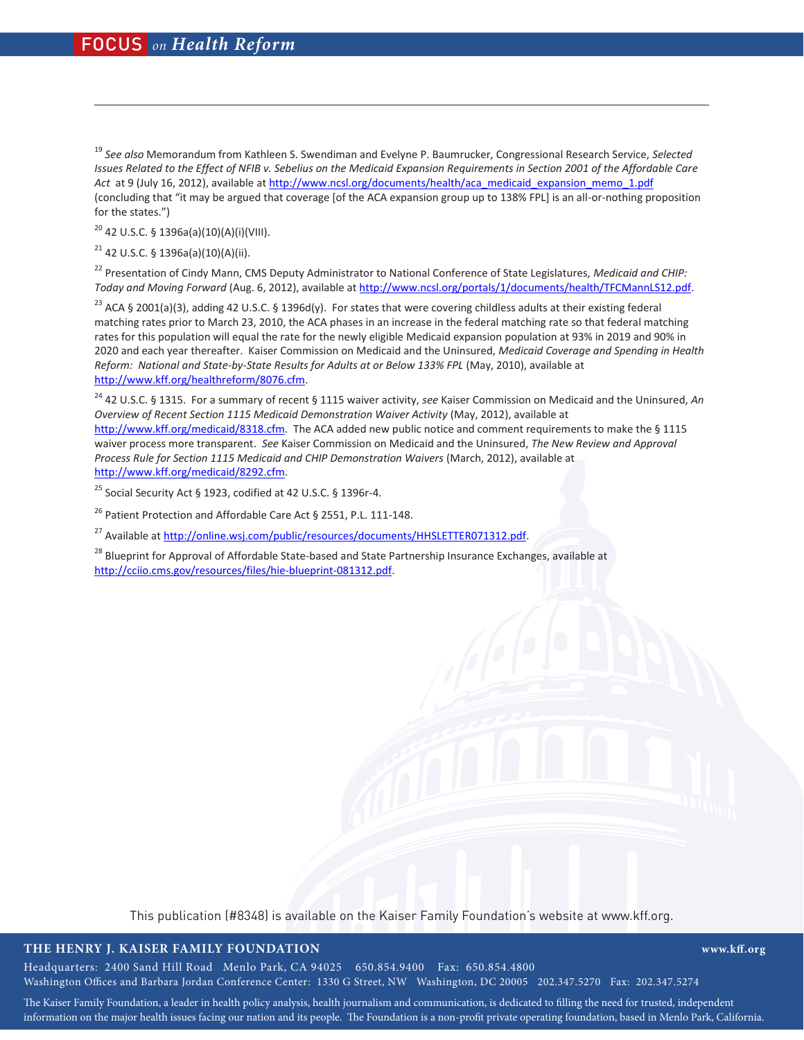[19] *See also* Memorandum from Kathleen S. Swendiman and Evelyne P. Baumrucker, Congressional Research Service, *Selected Issues Related to the Effect of NFIB v. Sebelius on the Medicaid Expansion Requirements in Section 2001 of the Affordable Care Act* at 9 (July 16, 2012), available at http://www.ncsl.org/documents/health/aca_medicaid_expansion_memo_1.pdf (concluding that "it may be argued that coverage [of the ACA expansion group up to 138% FPL] is an all-or-nothing proposition for the states.")

[20] 42 U.S.C. § 1396a(a)(10)(A)(i)(VIII).

[21] 42 U.S.C. § 1396a(a)(10)(A)(ii).

[22] Presentation of Cindy Mann, CMS Deputy Administrator to National Conference of State Legislatures, *Medicaid and CHIP: Today and Moving Forward* (Aug. 6, 2012), available at http://www.ncsl.org/portals/1/documents/health/TFCMannLS12.pdf.

[23] ACA § 2001(a)(3), adding 42 U.S.C. § 1396d(y). For states that were covering childless adults at their existing federal matching rates prior to March 23, 2010, the ACA phases in an increase in the federal matching rate so that federal matching rates for this population will equal the rate for the newly eligible Medicaid expansion population at 93% in 2019 and 90% in 2020 and each year thereafter. Kaiser Commission on Medicaid and the Uninsured, *Medicaid Coverage and Spending in Health Reform: National and State-by-State Results for Adults at or Below 133% FPL* (May, 2010), available at http://www.kff.org/healthreform/8076.cfm.

[24] 42 U.S.C. § 1315. For a summary of recent § 1115 waiver activity, *see* Kaiser Commission on Medicaid and the Uninsured, *An Overview of Recent Section 1115 Medicaid Demonstration Waiver Activity* (May, 2012), available at http://www.kff.org/medicaid/8318.cfm. The ACA added new public notice and comment requirements to make the § 1115 waiver process more transparent. *See* Kaiser Commission on Medicaid and the Uninsured, *The New Review and Approval Process Rule for Section 1115 Medicaid and CHIP Demonstration Waivers* (March, 2012), available at http://www.kff.org/medicaid/8292.cfm.

[25] Social Security Act § 1923, codified at 42 U.S.C. § 1396r-4.

[26] Patient Protection and Affordable Care Act § 2551, P.L. 111-148.

[27] Available at http://online.wsj.com/public/resources/documents/HHSLETTER071312.pdf.

[28] Blueprint for Approval of Affordable State-based and State Partnership Insurance Exchanges, available at http://cciio.cms.gov/resources/files/hie-blueprint-081312.pdf.

This publication (#8348) is available on the Kaiser Family Foundation's website at www.kff.org.

**THE HENRY J. KAISER FAMILY FOUNDATION** www.kff.org

Headquarters: 2400 Sand Hill Road Menlo Park, CA 94025 650.854.9400 Fax: 650.854.4800
Washington Offices and Barbara Jordan Conference Center: 1330 G Street, NW Washington, DC 20005 202.347.5270 Fax: 202.347.5274

The Kaiser Family Foundation, a leader in health policy analysis, health journalism and communication, is dedicated to filling the need for trusted, independent information on the major health issues facing our nation and its people. The Foundation is a non-profit private operating foundation, based in Menlo Park, California.